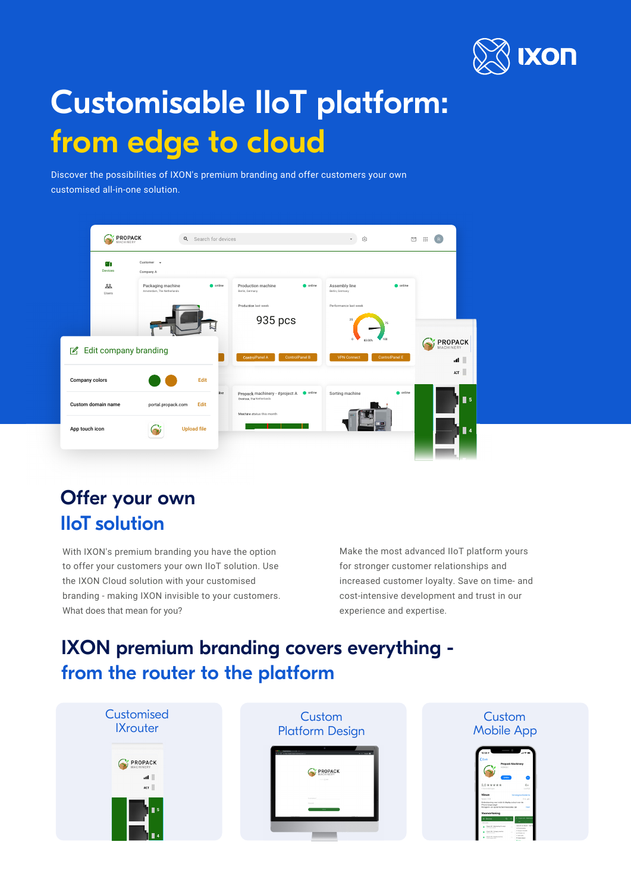# Customisable IIoT platform: from edge to cloud

Discover the possibilities of IXON's premium branding and offer customers your own customised all-in-one solution.

## Offer your own IIoT solution

With IXON's premium branding you have the option to offer your customers your own IIoT solution. Use the IXON Cloud solution with your customised branding - making IXON invisible to your customers. What does that mean for you?

Make the most advanced IIoT platform yours for stronger customer relationships and increased customer loyalty. Save on time- and cost-intensive development and trust in our experience and expertise.

## IXON premium branding covers everything - from the router to the platform

### Customised IXrouter

### Custom Platform Design

### Custom Mobile App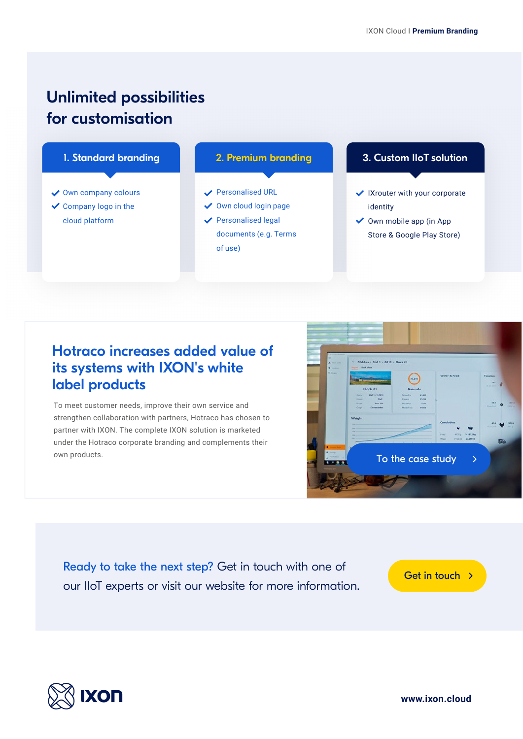# Unlimited possibilities for customisation

### 1. Standard branding

- Own company colours
- Company logo in the cloud platform

### 2. Premium branding

- Personalised URL
- Own cloud login page
- Personalised legal documents (e.g. Terms of use)

### 3. Custom IIoT solution

- IXrouter with your corporate identity
- Own mobile app (in App Store & Google Play Store)

## Hotraco increases added value of its systems with IXON's white label products

To meet customer needs, improve their own service and strengthen collaboration with partners, Hotraco has chosen to partner with IXON. The complete IXON solution is marketed under the Hotraco corporate branding and complements their own products.

To the case study >

Ready to take the next step? Get in touch with one of our IIoT experts or visit our website for more information.

Get in touch >

ixon

www.ixon.cloud